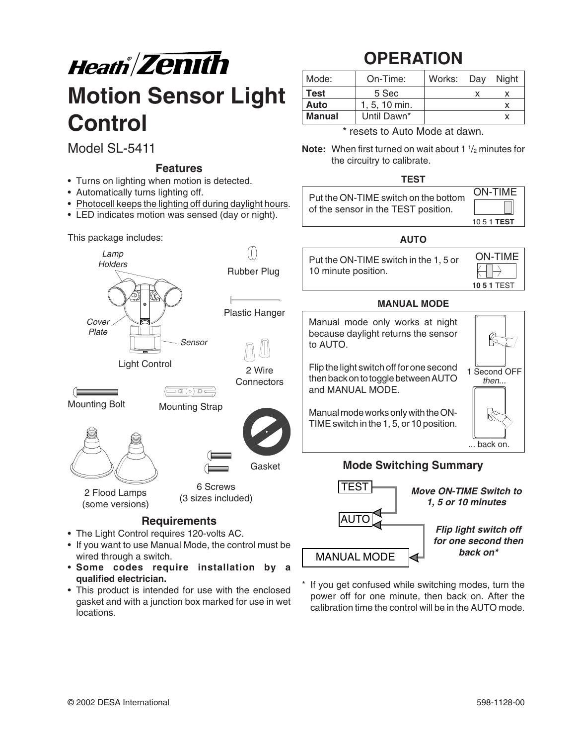# Heath®/Zenith

# Motion Sensor Light Control

Model SL-5411

## Features

- Turns on lighting when motion is detected.
- Automatically turns lighting off.
- Photocell keeps the lighting off during daylight hours.
- LED indicates motion was sensed (day or night).

This package includes:

Lamp Holders

Cover Plate

Sensor

Light Control

Rubber Plug

Plastic Hanger

2 Wire Connectors

Mounting Bolt

Mounting Strap

Gasket

2 Flood Lamps (some versions)

6 Screws (3 sizes included)

## Requirements

- The Light Control requires 120-volts AC.
- If you want to use Manual Mode, the control must be wired through a switch.
- **Some codes require installation by a qualified electrician.**
- This product is intended for use with the enclosed gasket and with a junction box marked for use in wet locations.

# OPERATION

| Mode: | On-Time: | Works: Day | Night |
|---|---|---|---|
| **Test** | 5 Sec | x | x |
| **Auto** | 1, 5, 10 min. | | x |
| **Manual** | Until Dawn* | | x |

\* resets to Auto Mode at dawn.

**Note:** When first turned on wait about 1 1/2 minutes for the circuitry to calibrate.

### TEST

Put the ON-TIME switch on the bottom of the sensor in the TEST position.

ON-TIME
10 5 1 **TEST**

### AUTO

Put the ON-TIME switch in the 1, 5 or 10 minute position.

ON-TIME
**10 5 1** TEST

### MANUAL MODE

Manual mode only works at night because daylight returns the sensor to AUTO.

Flip the light switch off for one second then back on to toggle between AUTO and MANUAL MODE.

Manual mode works only with the ON-TIME switch in the 1, 5, or 10 position.

1 Second OFF *then...*

... back on.

## Mode Switching Summary

TEST → AUTO: ***Move ON-TIME Switch to 1, 5 or 10 minutes***

AUTO ↔ MANUAL MODE: ***Flip light switch off for one second then back on****

\* If you get confused while switching modes, turn the power off for one minute, then back on. After the calibration time the control will be in the AUTO mode.

© 2002 DESA International

598-1128-00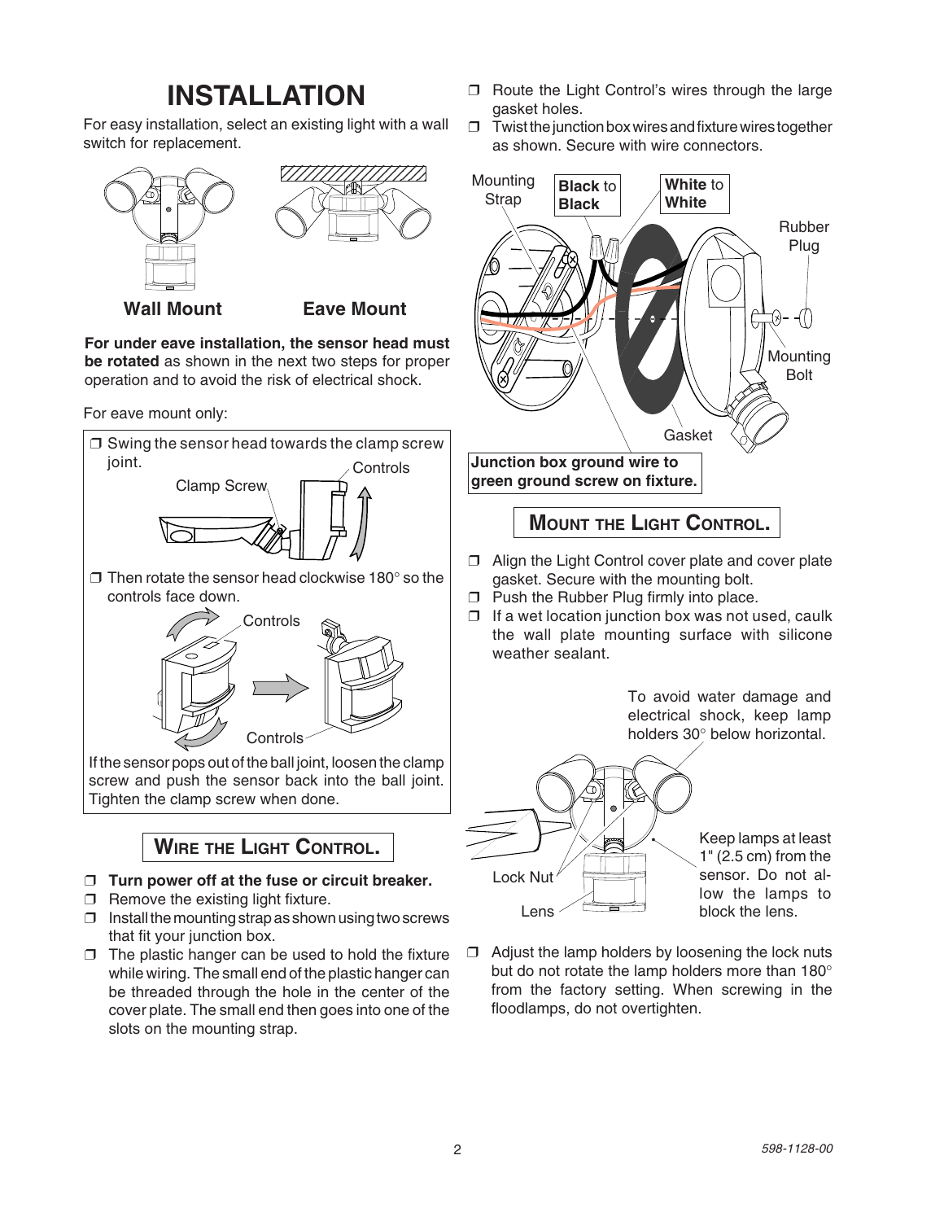# INSTALLATION

For easy installation, select an existing light with a wall switch for replacement.

Wall Mount

Eave Mount

**For under eave installation, the sensor head must be rotated** as shown in the next two steps for proper operation and to avoid the risk of electrical shock.

For eave mount only:

- ❒ Swing the sensor head towards the clamp screw joint.

Clamp Screw

Controls

- ❒ Then rotate the sensor head clockwise 180° so the controls face down.

Controls

Controls

If the sensor pops out of the ball joint, loosen the clamp screw and push the sensor back into the ball joint. Tighten the clamp screw when done.

## WIRE THE LIGHT CONTROL.

- ❒ **Turn power off at the fuse or circuit breaker.**
- ❒ Remove the existing light fixture.
- ❒ Install the mounting strap as shown using two screws that fit your junction box.
- ❒ The plastic hanger can be used to hold the fixture while wiring. The small end of the plastic hanger can be threaded through the hole in the center of the cover plate. The small end then goes into one of the slots on the mounting strap.
- ❒ Route the Light Control's wires through the large gasket holes.
- ❒ Twist the junction box wires and fixture wires together as shown. Secure with wire connectors.

Mounting Strap

**Black** to **Black**

**White** to **White**

Rubber Plug

Mounting Bolt

Gasket

**Junction box ground wire to green ground screw on fixture.**

## MOUNT THE LIGHT CONTROL.

- ❒ Align the Light Control cover plate and cover plate gasket. Secure with the mounting bolt.
- ❒ Push the Rubber Plug firmly into place.
- ❒ If a wet location junction box was not used, caulk the wall plate mounting surface with silicone weather sealant.

To avoid water damage and electrical shock, keep lamp holders 30° below horizontal.

Lock Nut

Lens

Keep lamps at least 1" (2.5 cm) from the sensor. Do not allow the lamps to block the lens.

- ❒ Adjust the lamp holders by loosening the lock nuts but do not rotate the lamp holders more than 180° from the factory setting. When screwing in the floodlamps, do not overtighten.

598-1128-00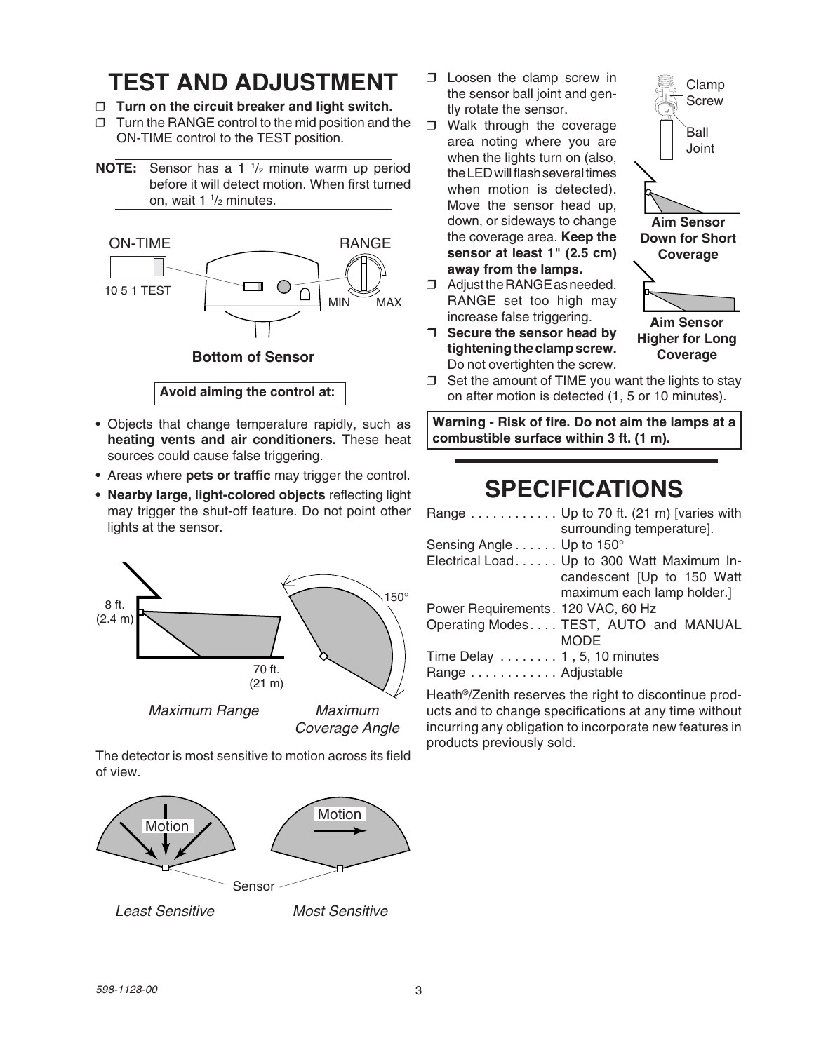# TEST AND ADJUSTMENT

- ❒ **Turn on the circuit breaker and light switch.**
- ❒ Turn the RANGE control to the mid position and the ON-TIME control to the TEST position.

**NOTE:** Sensor has a 1 1/2 minute warm up period before it will detect motion. When first turned on, wait 1 1/2 minutes.

ON-TIME

10 5 1 TEST

RANGE

MIN MAX

**Bottom of Sensor**

**Avoid aiming the control at:**

- Objects that change temperature rapidly, such as **heating vents and air conditioners.** These heat sources could cause false triggering.
- Areas where **pets or traffic** may trigger the control.
- **Nearby large, light-colored objects** reflecting light may trigger the shut-off feature. Do not point other lights at the sensor.

8 ft. (2.4 m)

70 ft. (21 m)

150°

*Maximum Range* *Maximum Coverage Angle*

The detector is most sensitive to motion across its field of view.

Motion Motion

Sensor

*Least Sensitive* *Most Sensitive*

- ❒ Loosen the clamp screw in the sensor ball joint and gently rotate the sensor.
- ❒ Walk through the coverage area noting where you are when the lights turn on (also, the LED will flash several times when motion is detected). Move the sensor head up, down, or sideways to change the coverage area. **Keep the sensor at least 1" (2.5 cm) away from the lamps.**
- ❒ Adjust the RANGE as needed. RANGE set too high may increase false triggering.
- ❒ **Secure the sensor head by tightening the clamp screw.** Do not overtighten the screw.
- ❒ Set the amount of TIME you want the lights to stay on after motion is detected (1, 5 or 10 minutes).

Clamp Screw

Ball Joint

**Aim Sensor Down for Short Coverage**

**Aim Sensor Higher for Long Coverage**

**Warning - Risk of fire. Do not aim the lamps at a combustible surface within 3 ft. (1 m).**

# SPECIFICATIONS

| | |
|---|---|
| Range | Up to 70 ft. (21 m) [varies with surrounding temperature]. |
| Sensing Angle | Up to 150° |
| Electrical Load | Up to 300 Watt Maximum Incandescent [Up to 150 Watt maximum each lamp holder.] |
| Power Requirements | 120 VAC, 60 Hz |
| Operating Modes | TEST, AUTO and MANUAL MODE |
| Time Delay | 1 , 5, 10 minutes |
| Range | Adjustable |

Heath®/Zenith reserves the right to discontinue products and to change specifications at any time without incurring any obligation to incorporate new features in products previously sold.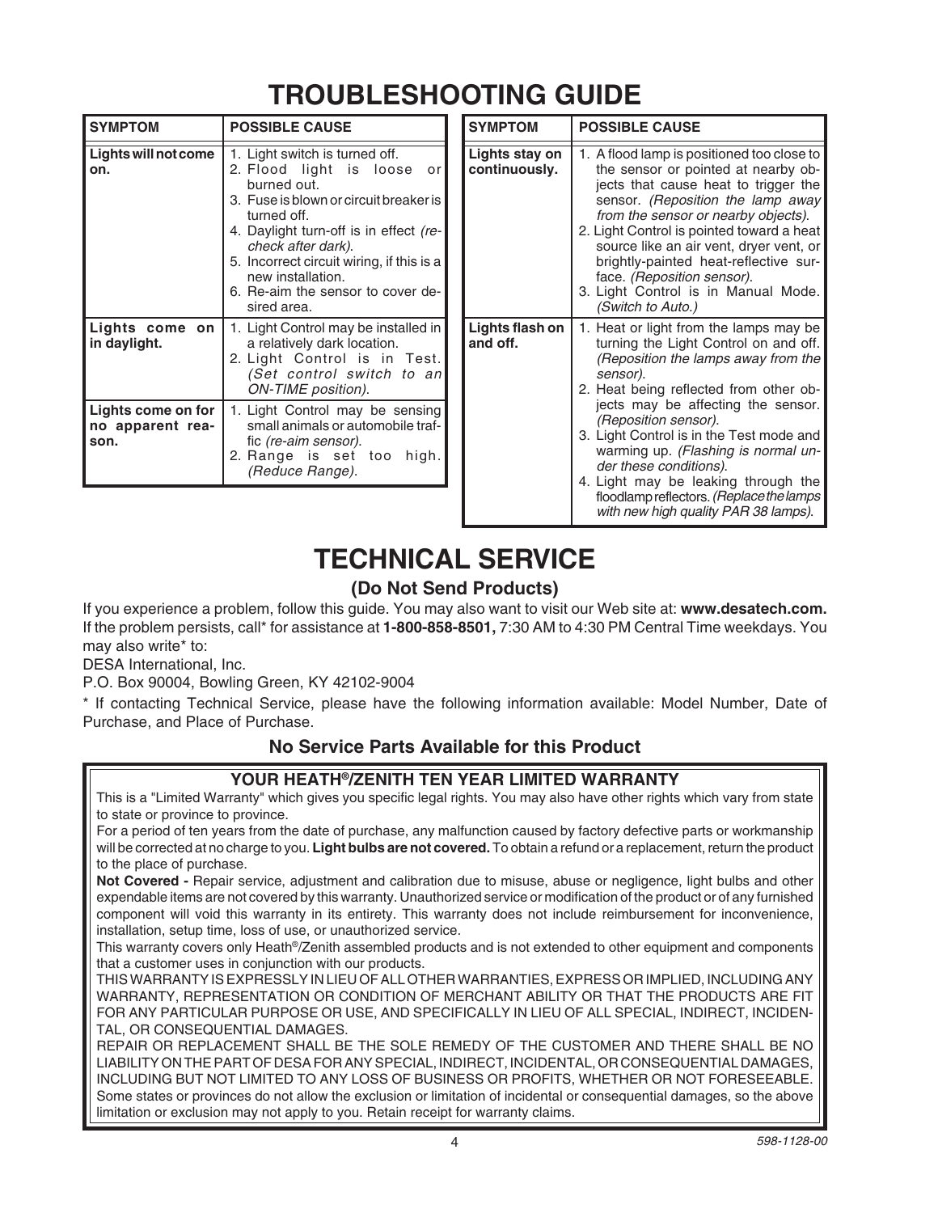# TROUBLESHOOTING GUIDE

| SYMPTOM | POSSIBLE CAUSE |
|---|---|
| **Lights will not come on.** | 1. Light switch is turned off.<br>2. Flood light is loose or burned out.<br>3. Fuse is blown or circuit breaker is turned off.<br>4. Daylight turn-off is in effect *(recheck after dark)*.<br>5. Incorrect circuit wiring, if this is a new installation.<br>6. Re-aim the sensor to cover desired area. |
| **Lights come on in daylight.** | 1. Light Control may be installed in a relatively dark location.<br>2. Light Control is in Test. *(Set control switch to an ON-TIME position)*. |
| **Lights come on for no apparent reason.** | 1. Light Control may be sensing small animals or automobile traffic *(re-aim sensor)*.<br>2. Range is set too high. *(Reduce Range)*. |
| **Lights stay on continuously.** | 1. A flood lamp is positioned too close to the sensor or pointed at nearby objects that cause heat to trigger the sensor. *(Reposition the lamp away from the sensor or nearby objects)*.<br>2. Light Control is pointed toward a heat source like an air vent, dryer vent, or brightly-painted heat-reflective surface. *(Reposition sensor)*.<br>3. Light Control is in Manual Mode. *(Switch to Auto.)* |
| **Lights flash on and off.** | 1. Heat or light from the lamps may be turning the Light Control on and off. *(Reposition the lamps away from the sensor)*.<br>2. Heat being reflected from other objects may be affecting the sensor. *(Reposition sensor)*.<br>3. Light Control is in the Test mode and warming up. *(Flashing is normal under these conditions)*.<br>4. Light may be leaking through the floodlamp reflectors. *(Replace the lamps with new high quality PAR 38 lamps)*. |

# TECHNICAL SERVICE

## (Do Not Send Products)

If you experience a problem, follow this guide. You may also want to visit our Web site at: **www.desatech.com.** If the problem persists, call* for assistance at **1-800-858-8501,** 7:30 AM to 4:30 PM Central Time weekdays. You may also write* to:

DESA International, Inc.

P.O. Box 90004, Bowling Green, KY 42102-9004

\* If contacting Technical Service, please have the following information available: Model Number, Date of Purchase, and Place of Purchase.

### No Service Parts Available for this Product

### YOUR HEATH®/ZENITH TEN YEAR LIMITED WARRANTY

This is a "Limited Warranty" which gives you specific legal rights. You may also have other rights which vary from state to state or province to province.

For a period of ten years from the date of purchase, any malfunction caused by factory defective parts or workmanship will be corrected at no charge to you. **Light bulbs are not covered.** To obtain a refund or a replacement, return the product to the place of purchase.

**Not Covered -** Repair service, adjustment and calibration due to misuse, abuse or negligence, light bulbs and other expendable items are not covered by this warranty. Unauthorized service or modification of the product or of any furnished component will void this warranty in its entirety. This warranty does not include reimbursement for inconvenience, installation, setup time, loss of use, or unauthorized service.

This warranty covers only Heath®/Zenith assembled products and is not extended to other equipment and components that a customer uses in conjunction with our products.

THIS WARRANTY IS EXPRESSLY IN LIEU OF ALL OTHER WARRANTIES, EXPRESS OR IMPLIED, INCLUDING ANY WARRANTY, REPRESENTATION OR CONDITION OF MERCHANT ABILITY OR THAT THE PRODUCTS ARE FIT FOR ANY PARTICULAR PURPOSE OR USE, AND SPECIFICALLY IN LIEU OF ALL SPECIAL, INDIRECT, INCIDENTAL, OR CONSEQUENTIAL DAMAGES.

REPAIR OR REPLACEMENT SHALL BE THE SOLE REMEDY OF THE CUSTOMER AND THERE SHALL BE NO LIABILITY ON THE PART OF DESA FOR ANY SPECIAL, INDIRECT, INCIDENTAL, OR CONSEQUENTIAL DAMAGES, INCLUDING BUT NOT LIMITED TO ANY LOSS OF BUSINESS OR PROFITS, WHETHER OR NOT FORESEEABLE. Some states or provinces do not allow the exclusion or limitation of incidental or consequential damages, so the above limitation or exclusion may not apply to you. Retain receipt for warranty claims.

598-1128-00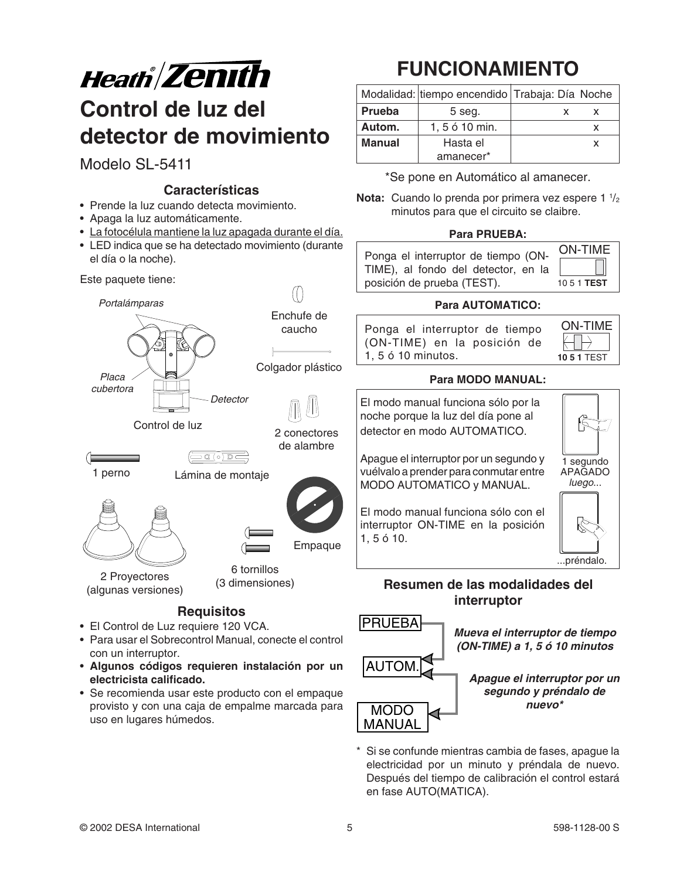# Heath®/Zenith

## Control de luz del detector de movimiento

Modelo SL-5411

### Características

- Prende la luz cuando detecta movimiento.
- Apaga la luz automáticamente.
- <u>La fotocélula mantiene la luz apagada durante el día.</u>
- LED indica que se ha detectado movimiento (durante el día o la noche).

Este paquete tiene:

Portalámparas

Placa cubertora

Detector

Control de luz

Enchufe de caucho

Colgador plástico

2 conectores de alambre

1 perno

Lámina de montaje

Empaque

2 Proyectores (algunas versiones)

6 tornillos (3 dimensiones)

### Requisitos

- El Control de Luz requiere 120 VCA.
- Para usar el Sobrecontrol Manual, conecte el control con un interruptor.
- **Algunos códigos requieren instalación por un electricista calificado.**
- Se recomienda usar este producto con el empaque provisto y con una caja de empalme marcada para uso en lugares húmedos.

# FUNCIONAMIENTO

| Modalidad: | tiempo encendido | Trabaja: Día | Noche |
|---|---|---|---|
| **Prueba** | 5 seg. | x | x |
| **Autom.** | 1, 5 ó 10 min. | | x |
| **Manual** | Hasta el amanecer* | | x |

*Se pone en Automático al amanecer.

**Nota:** Cuando lo prenda por primera vez espere 1 ½ minutos para que el circuito se claibre.

**Para PRUEBA:**

Ponga el interruptor de tiempo (ON-TIME), al fondo del detector, en la posición de prueba (TEST).

ON-TIME
10 5 1 **TEST**

**Para AUTOMATICO:**

Ponga el interruptor de tiempo (ON-TIME) en la posición de 1, 5 ó 10 minutos.

ON-TIME
**10 5 1** TEST

**Para MODO MANUAL:**

El modo manual funciona sólo por la noche porque la luz del día pone al detector en modo AUTOMATICO.

Apague el interruptor por un segundo y vuélvalo a prender para conmutar entre MODO AUTOMATICO y MANUAL.

El modo manual funciona sólo con el interruptor ON-TIME en la posición 1, 5 ó 10.

1 segundo APAGADO *luego...*

...préndalo.

### Resumen de las modalidades del interruptor

PRUEBA → AUTOM.: ***Mueva el interruptor de tiempo (ON-TIME) a 1, 5 ó 10 minutos***

AUTOM. ↔ MODO MANUAL: ***Apague el interruptor por un segundo y préndalo de nuevo****

\* Si se confunde mientras cambia de fases, apague la electricidad por un minuto y préndala de nuevo. Después del tiempo de calibración el control estará en fase AUTO(MATICA).

© 2002 DESA International

598-1128-00 S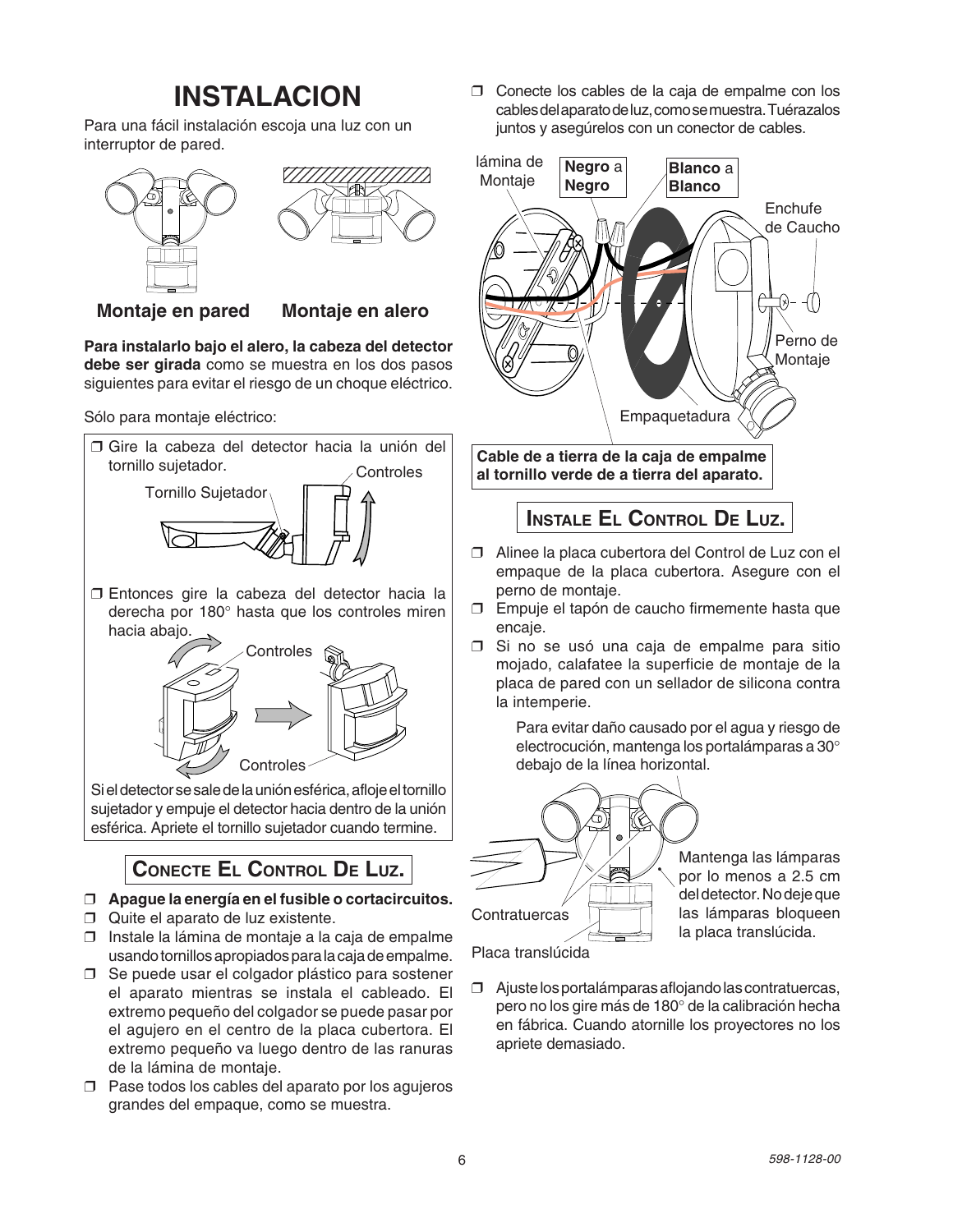# INSTALACION

Para una fácil instalación escoja una luz con un interruptor de pared.

**Montaje en pared** **Montaje en alero**

**Para instalarlo bajo el alero, la cabeza del detector debe ser girada** como se muestra en los dos pasos siguientes para evitar el riesgo de un choque eléctrico.

Sólo para montaje eléctrico:

- ❒ Gire la cabeza del detector hacia la unión del tornillo sujetador.

Tornillo Sujetador    Controles

- ❒ Entonces gire la cabeza del detector hacia la derecha por 180° hasta que los controles miren hacia abajo.

Controles    Controles

Si el detector se sale de la unión esférica, afloje el tornillo sujetador y empuje el detector hacia dentro de la unión esférica. Apriete el tornillo sujetador cuando termine.

## Conecte El Control De Luz.

- ❒ **Apague la energía en el fusible o cortacircuitos.**
- ❒ Quite el aparato de luz existente.
- ❒ Instale la lámina de montaje a la caja de empalme usando tornillos apropiados para la caja de empalme.
- ❒ Se puede usar el colgador plástico para sostener el aparato mientras se instala el cableado. El extremo pequeño del colgador se puede pasar por el agujero en el centro de la placa cubertora. El extremo pequeño va luego dentro de las ranuras de la lámina de montaje.
- ❒ Pase todos los cables del aparato por los agujeros grandes del empaque, como se muestra.
- ❒ Conecte los cables de la caja de empalme con los cables del aparato de luz, como se muestra. Tuérazalos juntos y asegúrelos con un conector de cables.

lámina de Montaje    **Negro** a **Negro**    **Blanco** a **Blanco**    Enchufe de Caucho    Perno de Montaje    Empaquetadura

**Cable de a tierra de la caja de empalme al tornillo verde de a tierra del aparato.**

## Instale El Control De Luz.

- ❒ Alinee la placa cubertora del Control de Luz con el empaque de la placa cubertora. Asegure con el perno de montaje.
- ❒ Empuje el tapón de caucho firmemente hasta que encaje.
- ❒ Si no se usó una caja de empalme para sitio mojado, calafatee la superficie de montaje de la placa de pared con un sellador de silicona contra la intemperie.

Para evitar daño causado por el agua y riesgo de electrocución, mantenga los portalámparas a 30° debajo de la línea horizontal.

Contratuercas    Placa translúcida

Mantenga las lámparas por lo menos a 2.5 cm del detector. No deje que las lámparas bloqueen la placa translúcida.

- ❒ Ajuste los portalámparas aflojando las contratuercas, pero no los gire más de 180° de la calibración hecha en fábrica. Cuando atornille los proyectores no los apriete demasiado.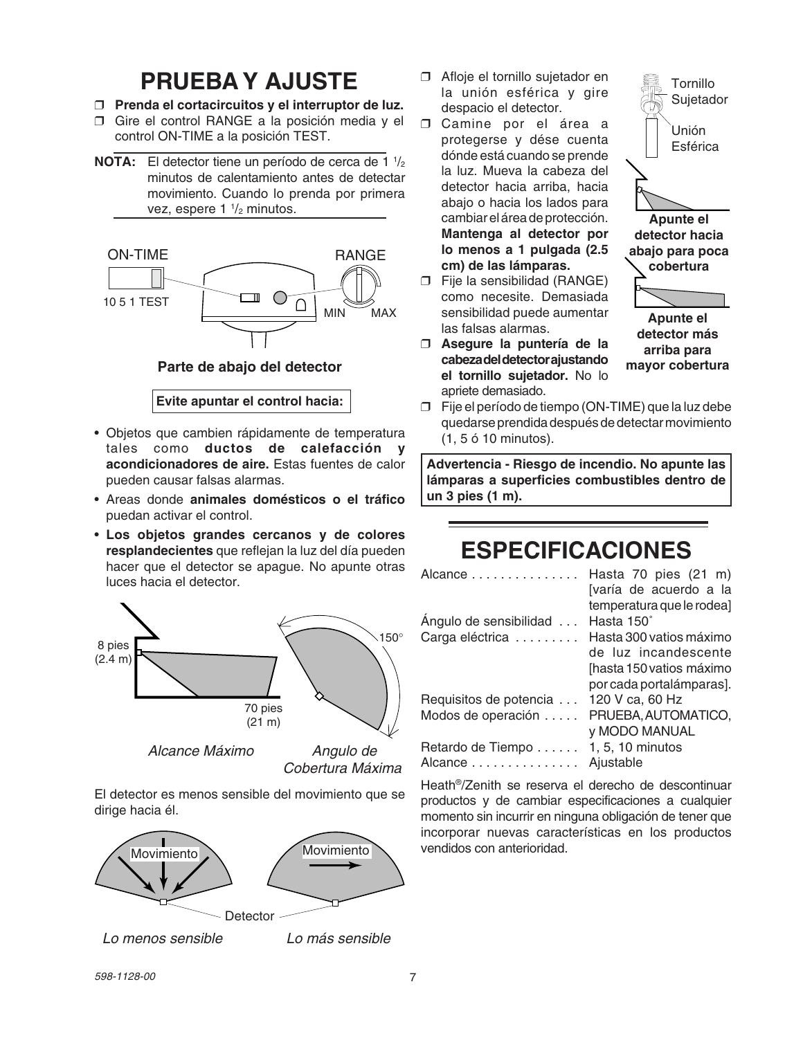# PRUEBA Y AJUSTE

- ❒ **Prenda el cortacircuitos y el interruptor de luz.**
- ❒ Gire el control RANGE a la posición media y el control ON-TIME a la posición TEST.

**NOTA:** El detector tiene un período de cerca de 1 1/2 minutos de calentamiento antes de detectar movimiento. Cuando lo prenda por primera vez, espere 1 1/2 minutos.

ON-TIME

10 5 1 TEST

RANGE

MIN MAX

**Parte de abajo del detector**

**Evite apuntar el control hacia:**

- Objetos que cambien rápidamente de temperatura tales como **ductos de calefacción y acondicionadores de aire.** Estas fuentes de calor pueden causar falsas alarmas.
- Areas donde **animales domésticos o el tráfico** puedan activar el control.
- **Los objetos grandes cercanos y de colores resplandecientes** que reflejan la luz del día pueden hacer que el detector se apague. No apunte otras luces hacia el detector.

8 pies (2.4 m)

70 pies (21 m)

150°

*Alcance Máximo*

*Angulo de Cobertura Máxima*

El detector es menos sensible del movimiento que se dirige hacia él.

Movimiento

Movimiento

Detector

*Lo menos sensible*

*Lo más sensible*

- ❒ Afloje el tornillo sujetador en la unión esférica y gire despacio el detector.
- ❒ Camine por el área a protegerse y dése cuenta dónde está cuando se prende la luz. Mueva la cabeza del detector hacia arriba, hacia abajo o hacia los lados para cambiar el área de protección. **Mantenga al detector por lo menos a 1 pulgada (2.5 cm) de las lámparas.**
- ❒ Fije la sensibilidad (RANGE) como necesite. Demasiada sensibilidad puede aumentar las falsas alarmas.
- ❒ **Asegure la puntería de la cabeza del detector ajustando el tornillo sujetador.** No lo apriete demasiado.
- ❒ Fije el período de tiempo (ON-TIME) que la luz debe quedarse prendida después de detectar movimiento (1, 5 ó 10 minutos).

Tornillo Sujetador

Unión Esférica

**Apunte el detector hacia abajo para poca cobertura**

**Apunte el detector más arriba para mayor cobertura**

**Advertencia - Riesgo de incendio. No apunte las lámparas a superficies combustibles dentro de un 3 pies (1 m).**

# ESPECIFICACIONES

| | |
|---|---|
| Alcance | Hasta 70 pies (21 m) [varía de acuerdo a la temperatura que le rodea] |
| Ángulo de sensibilidad | Hasta 150˚ |
| Carga eléctrica | Hasta 300 vatios máximo de luz incandescente [hasta 150 vatios máximo por cada portalámparas]. |
| Requisitos de potencia | 120 V ca, 60 Hz |
| Modos de operación | PRUEBA, AUTOMATICO, y MODO MANUAL |
| Retardo de Tiempo | 1, 5, 10 minutos |
| Alcance | Ajustable |

Heath®/Zenith se reserva el derecho de descontinuar productos y de cambiar especificaciones a cualquier momento sin incurrir en ninguna obligación de tener que incorporar nuevas características en los productos vendidos con anterioridad.

598-1128-00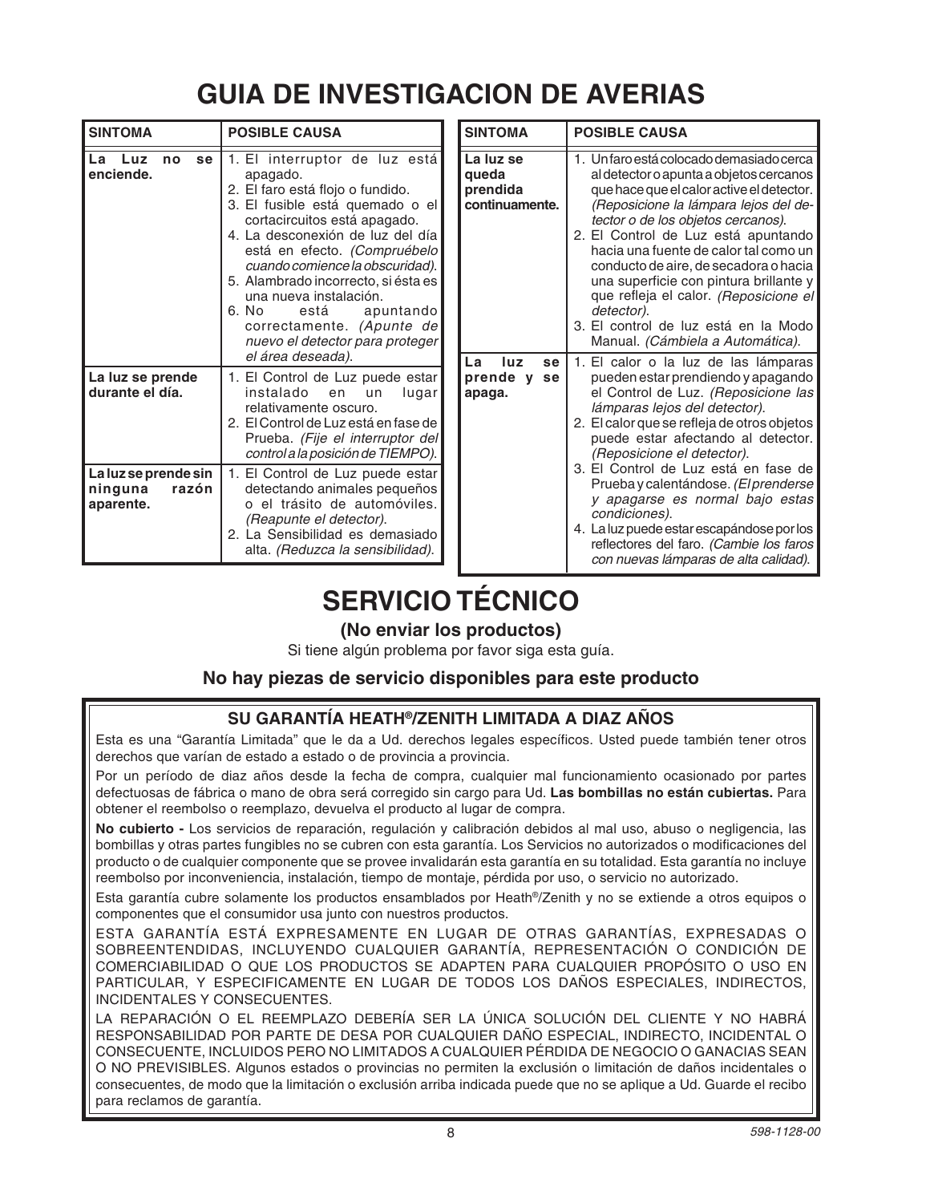# GUIA DE INVESTIGACION DE AVERIAS

| SINTOMA | POSIBLE CAUSA |
|---|---|
| **La Luz no se enciende.** | 1. El interruptor de luz está apagado.<br>2. El faro está flojo o fundido.<br>3. El fusible está quemado o el cortacircuitos está apagado.<br>4. La desconexión de luz del día está en efecto. *(Compruébelo cuando comience la obscuridad).*<br>5. Alambrado incorrecto, si ésta es una nueva instalación.<br>6. No está apuntando correctamente. *(Apunte de nuevo el detector para proteger el área deseada).* |
| **La luz se prende durante el día.** | 1. El Control de Luz puede estar instalado en un lugar relativamente oscuro.<br>2. El Control de Luz está en fase de Prueba. *(Fije el interruptor del control a la posición de TIEMPO).* |
| **La luz se prende sin ninguna razón aparente.** | 1. El Control de Luz puede estar detectando animales pequeños o el trásito de automóviles. *(Reapunte el detector).*<br>2. La Sensibilidad es demasiado alta. *(Reduzca la sensibilidad).* |
| **La luz se queda prendida continuamente.** | 1. Un faro está colocado demasiado cerca al detector o apunta a objetos cercanos que hace que el calor active el detector. *(Reposicione la lámpara lejos del detector o de los objetos cercanos).*<br>2. El Control de Luz está apuntando hacia una fuente de calor tal como un conducto de aire, de secadora o hacia una superficie con pintura brillante y que refleja el calor. *(Reposicione el detector).*<br>3. El control de luz está en la Modo Manual. *(Cámbiela a Automática).* |
| **La luz se prende y se apaga.** | 1. El calor o la luz de las lámparas pueden estar prendiendo y apagando el Control de Luz. *(Reposicione las lámparas lejos del detector).*<br>2. El calor que se refleja de otros objetos puede estar afectando al detector. *(Reposicione el detector).*<br>3. El Control de Luz está en fase de Prueba y calentándose. *(El prenderse y apagarse es normal bajo estas condiciones).*<br>4. La luz puede estar escapándose por los reflectores del faro. *(Cambie los faros con nuevas lámparas de alta calidad).* |

# SERVICIO TÉCNICO

### (No enviar los productos)

Si tiene algún problema por favor siga esta guía.

### No hay piezas de servicio disponibles para este producto

## SU GARANTÍA HEATH®/ZENITH LIMITADA A DIAZ AÑOS

Esta es una "Garantía Limitada" que le da a Ud. derechos legales específicos. Usted puede también tener otros derechos que varían de estado a estado o de provincia a provincia.

Por un período de diaz años desde la fecha de compra, cualquier mal funcionamiento ocasionado por partes defectuosas de fábrica o mano de obra será corregido sin cargo para Ud. **Las bombillas no están cubiertas.** Para obtener el reembolso o reemplazo, devuelva el producto al lugar de compra.

**No cubierto -** Los servicios de reparación, regulación y calibración debidos al mal uso, abuso o negligencia, las bombillas y otras partes fungibles no se cubren con esta garantía. Los Servicios no autorizados o modificaciones del producto o de cualquier componente que se provee invalidarán esta garantía en su totalidad. Esta garantía no incluye reembolso por inconveniencia, instalación, tiempo de montaje, pérdida por uso, o servicio no autorizado.

Esta garantía cubre solamente los productos ensamblados por Heath®/Zenith y no se extiende a otros equipos o componentes que el consumidor usa junto con nuestros productos.

ESTA GARANTÍA ESTÁ EXPRESAMENTE EN LUGAR DE OTRAS GARANTÍAS, EXPRESADAS O SOBREENTENDIDAS, INCLUYENDO CUALQUIER GARANTÍA, REPRESENTACIÓN O CONDICIÓN DE COMERCIABILIDAD O QUE LOS PRODUCTOS SE ADAPTEN PARA CUALQUIER PROPÓSITO O USO EN PARTICULAR, Y ESPECIFICAMENTE EN LUGAR DE TODOS LOS DAÑOS ESPECIALES, INDIRECTOS, INCIDENTALES Y CONSECUENTES.

LA REPARACIÓN O EL REEMPLAZO DEBERÍA SER LA ÚNICA SOLUCIÓN DEL CLIENTE Y NO HABRÁ RESPONSABILIDAD POR PARTE DE DESA POR CUALQUIER DAÑO ESPECIAL, INDIRECTO, INCIDENTAL O CONSECUENTE, INCLUIDOS PERO NO LIMITADOS A CUALQUIER PÉRDIDA DE NEGOCIO O GANACIAS SEAN O NO PREVISIBLES. Algunos estados o provincias no permiten la exclusión o limitación de daños incidentales o consecuentes, de modo que la limitación o exclusión arriba indicada puede que no se aplique a Ud. Guarde el recibo para reclamos de garantía.

598-1128-00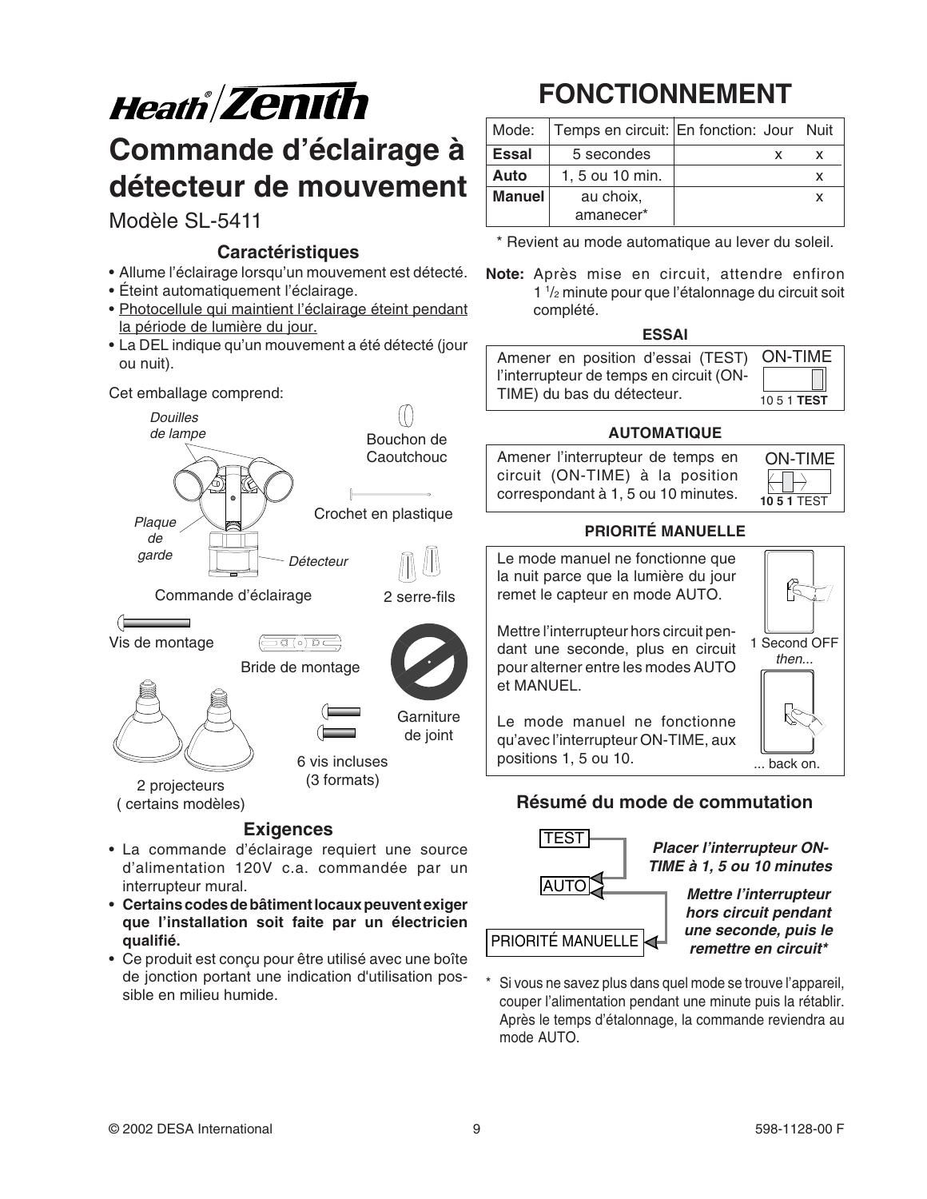# Commande d'éclairage à détecteur de mouvement

Modèle SL-5411

### Caractéristiques

- Allume l'éclairage lorsqu'un mouvement est détecté.
- Éteint automatiquement l'éclairage.
- <u>Photocellule qui maintient l'éclairage éteint pendant la période de lumière du jour.</u>
- La DEL indique qu'un mouvement a été détecté (jour ou nuit).

Cet emballage comprend:

*Douilles de lampe*
Bouchon de Caoutchouc
Crochet en plastique
*Plaque de garde*
*Détecteur*
Commande d'éclairage
2 serre-fils
Vis de montage
Bride de montage
Garniture de joint
6 vis incluses (3 formats)
2 projecteurs ( certains modèles)

### Exigences

- La commande d'éclairage requiert une source d'alimentation 120V c.a. commandée par un interrupteur mural.
- **Certains codes de bâtiment locaux peuvent exiger que l'installation soit faite par un électricien qualifié.**
- Ce produit est conçu pour être utilisé avec une boîte de jonction portant une indication d'utilisation possible en milieu humide.

# FONCTIONNEMENT

| Mode: | Temps en circuit: | En fonction: Jour | Nuit |
|---|---|---|---|
| **Essai** | 5 secondes | x | x |
| **Auto** | 1, 5 ou 10 min. | | x |
| **Manuel** | au choix, amanecer* | | x |

\* Revient au mode automatique au lever du soleil.

**Note:** Après mise en circuit, attendre enfiron 1 1/2 minute pour que l'étalonnage du circuit soit complété.

### ESSAI

Amener en position d'essai (TEST) l'interrupteur de temps en circuit (ON-TIME) du bas du détecteur.

ON-TIME
10 5 1 **TEST**

### AUTOMATIQUE

Amener l'interrupteur de temps en circuit (ON-TIME) à la position correspondant à 1, 5 ou 10 minutes.

ON-TIME
**10 5 1** TEST

### PRIORITÉ MANUELLE

Le mode manuel ne fonctionne que la nuit parce que la lumière du jour remet le capteur en mode AUTO.

Mettre l'interrupteur hors circuit pendant une seconde, plus en circuit pour alterner entre les modes AUTO et MANUEL.

Le mode manuel ne fonctionne qu'avec l'interrupteur ON-TIME, aux positions 1, 5 ou 10.

1 Second OFF
*then...*
... back on.

### Résumé du mode de commutation

TEST → AUTO : ***Placer l'interrupteur ON-TIME à 1, 5 ou 10 minutes***

AUTO ↔ PRIORITÉ MANUELLE : ***Mettre l'interrupteur hors circuit pendant une seconde, puis le remettre en circuit****

\* Si vous ne savez plus dans quel mode se trouve l'appareil, couper l'alimentation pendant une minute puis la rétablir. Après le temps d'étalonnage, la commande reviendra au mode AUTO.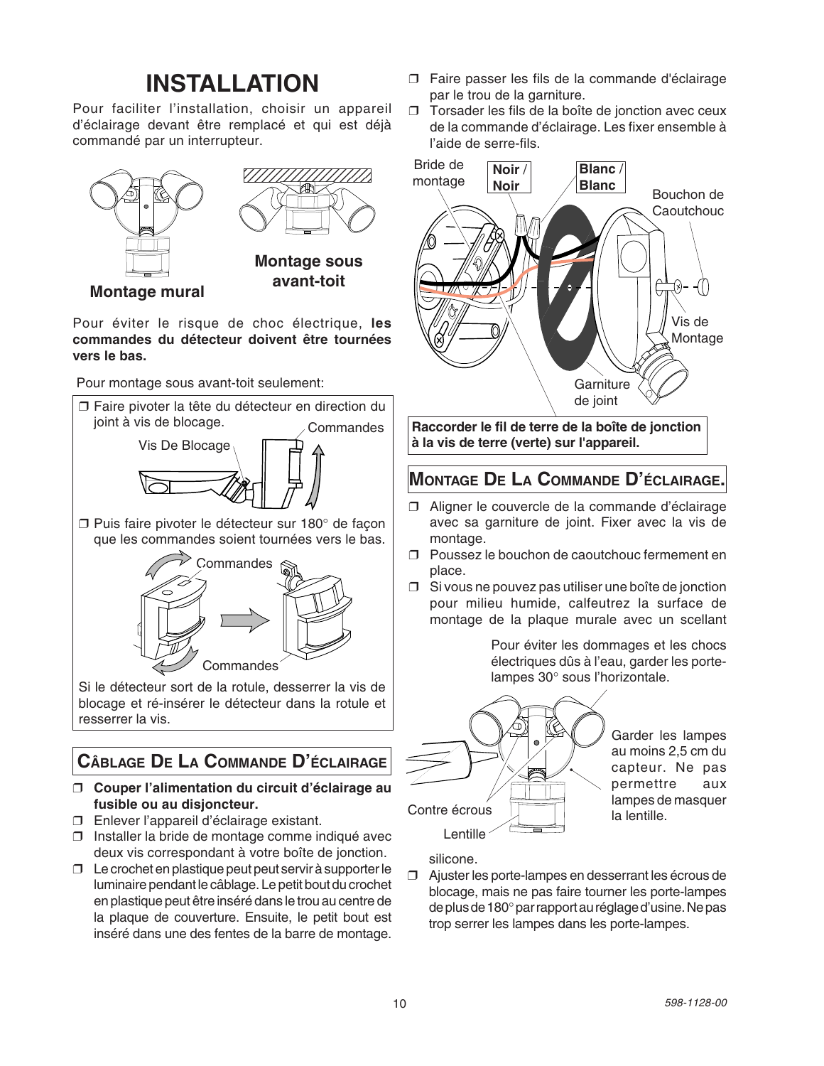# INSTALLATION

Pour faciliter l'installation, choisir un appareil d'éclairage devant être remplacé et qui est déjà commandé par un interrupteur.

**Montage mural**

**Montage sous avant-toit**

Pour éviter le risque de choc électrique, **les commandes du détecteur doivent être tournées vers le bas.**

Pour montage sous avant-toit seulement:

- ❒ Faire pivoter la tête du détecteur en direction du joint à vis de blocage.

Vis De Blocage

Commandes

- ❒ Puis faire pivoter le détecteur sur 180° de façon que les commandes soient tournées vers le bas.

Commandes

Commandes

Si le détecteur sort de la rotule, desserrer la vis de blocage et ré-insérer le détecteur dans la rotule et resserrer la vis.

## Câblage De La Commande D'éclairage

- ❒ **Couper l'alimentation du circuit d'éclairage au fusible ou au disjoncteur.**
- ❒ Enlever l'appareil d'éclairage existant.
- ❒ Installer la bride de montage comme indiqué avec deux vis correspondant à votre boîte de jonction.
- ❒ Le crochet en plastique peut peut servir à supporter le luminaire pendant le câblage. Le petit bout du crochet en plastique peut être inséré dans le trou au centre de la plaque de couverture. Ensuite, le petit bout est inséré dans une des fentes de la barre de montage.
- ❒ Faire passer les fils de la commande d'éclairage par le trou de la garniture.
- ❒ Torsader les fils de la boîte de jonction avec ceux de la commande d'éclairage. Les fixer ensemble à l'aide de serre-fils.

Bride de montage

**Noir** / **Noir**

**Blanc** / **Blanc**

Bouchon de Caoutchouc

Vis de Montage

Garniture de joint

**Raccorder le fil de terre de la boîte de jonction à la vis de terre (verte) sur l'appareil.**

## Montage De La Commande D'éclairage.

- ❒ Aligner le couvercle de la commande d'éclairage avec sa garniture de joint. Fixer avec la vis de montage.
- ❒ Poussez le bouchon de caoutchouc fermement en place.
- ❒ Si vous ne pouvez pas utiliser une boîte de jonction pour milieu humide, calfeutrez la surface de montage de la plaque murale avec un scellant silicone.

Pour éviter les dommages et les chocs électriques dûs à l'eau, garder les porte-lampes 30° sous l'horizontale.

Garder les lampes au moins 2,5 cm du capteur. Ne pas permettre aux lampes de masquer la lentille.

Contre écrous

Lentille

- ❒ Ajuster les porte-lampes en desserrant les écrous de blocage, mais ne pas faire tourner les porte-lampes de plus de 180° par rapport au réglage d'usine. Ne pas trop serrer les lampes dans les porte-lampes.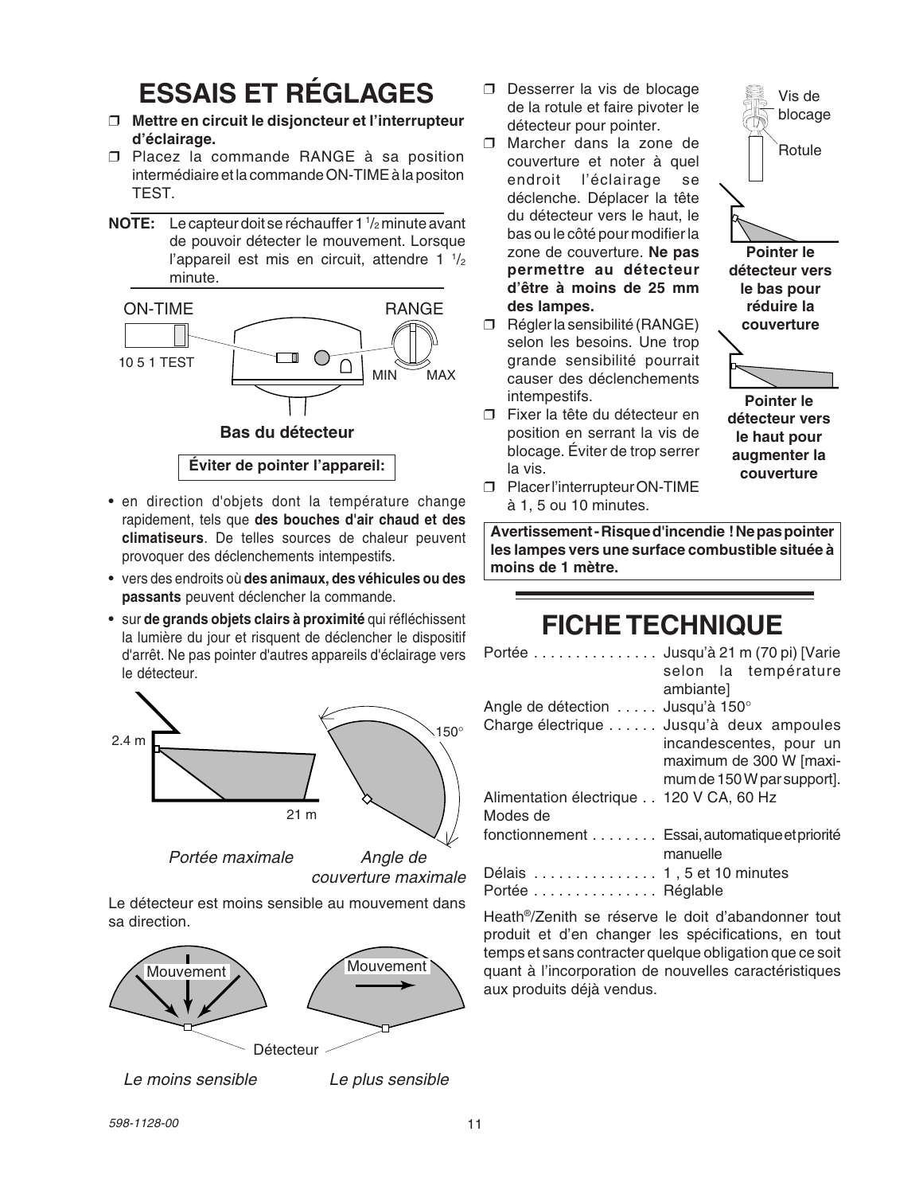# ESSAIS ET RÉGLAGES

- ❒ **Mettre en circuit le disjoncteur et l'interrupteur d'éclairage.**
- ❒ Placez la commande RANGE à sa position intermédiaire et la commande ON-TIME à la positon TEST.

**NOTE:** Le capteur doit se réchauffer 1 1/2 minute avant de pouvoir détecter le mouvement. Lorsque l'appareil est mis en circuit, attendre 1 1/2 minute.

ON-TIME

10 5 1 TEST

RANGE

MIN MAX

**Bas du détecteur**

**Éviter de pointer l'appareil:**

- en direction d'objets dont la température change rapidement, tels que **des bouches d'air chaud et des climatiseurs**. De telles sources de chaleur peuvent provoquer des déclenchements intempestifs.
- vers des endroits où **des animaux, des véhicules ou des passants** peuvent déclencher la commande.
- sur **de grands objets clairs à proximité** qui réfléchissent la lumière du jour et risquent de déclencher le dispositif d'arrêt. Ne pas pointer d'autres appareils d'éclairage vers le détecteur.

2.4 m

21 m

150°

*Portée maximale* *Angle de couverture maximale*

Le détecteur est moins sensible au mouvement dans sa direction.

Mouvement

Mouvement

Détecteur

*Le moins sensible* *Le plus sensible*

- ❒ Desserrer la vis de blocage de la rotule et faire pivoter le détecteur pour pointer.
- ❒ Marcher dans la zone de couverture et noter à quel endroit l'éclairage se déclenche. Déplacer la tête du détecteur vers le haut, le bas ou le côté pour modifier la zone de couverture. **Ne pas permettre au détecteur d'être à moins de 25 mm des lampes.**
- ❒ Régler la sensibilité (RANGE) selon les besoins. Une trop grande sensibilité pourrait causer des déclenchements intempestifs.
- ❒ Fixer la tête du détecteur en position en serrant la vis de blocage. Éviter de trop serrer la vis.
- ❒ Placer l'interrupteur ON-TIME à 1, 5 ou 10 minutes.

Vis de blocage

Rotule

**Pointer le détecteur vers le bas pour réduire la couverture**

**Pointer le détecteur vers le haut pour augmenter la couverture**

**Avertissement - Risque d'incendie ! Ne pas pointer les lampes vers une surface combustible située à moins de 1 mètre.**

# FICHE TECHNIQUE

| | |
|---|---|
| Portée | Jusqu'à 21 m (70 pi) [Varie selon la température ambiante] |
| Angle de détection | Jusqu'à 150° |
| Charge électrique | Jusqu'à deux ampoules incandescentes, pour un maximum de 300 W [maximum de 150 W par support]. |
| Alimentation électrique | 120 V CA, 60 Hz |
| Modes de fonctionnement | Essai, automatique et priorité manuelle |
| Délais | 1 , 5 et 10 minutes |
| Portée | Réglable |

Heath®/Zenith se réserve le doit d'abandonner tout produit et d'en changer les spécifications, en tout temps et sans contracter quelque obligation que ce soit quant à l'incorporation de nouvelles caractéristiques aux produits déjà vendus.

598-1128-00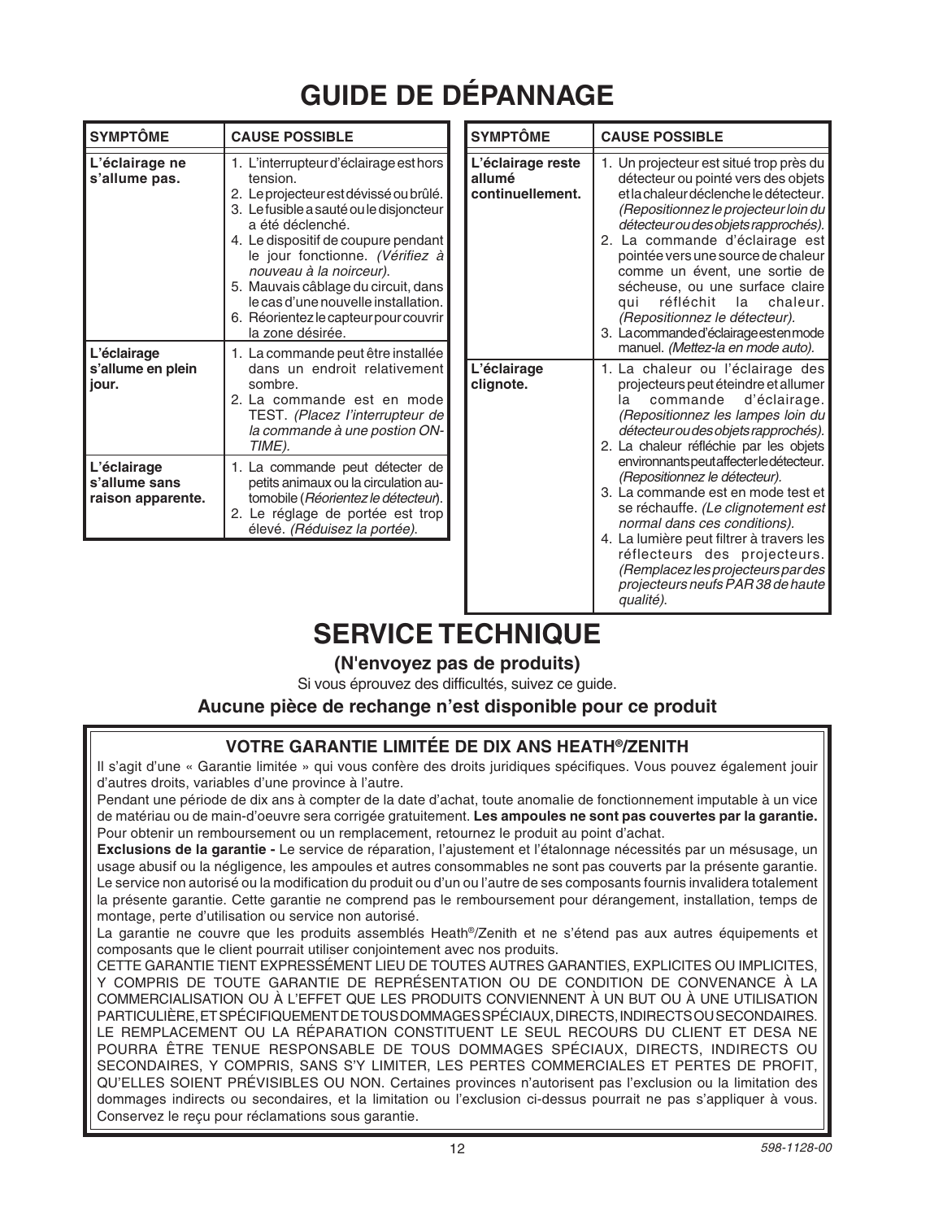# GUIDE DE DÉPANNAGE

| SYMPTÔME | CAUSE POSSIBLE |
|---|---|
| **L'éclairage ne s'allume pas.** | 1. L'interrupteur d'éclairage est hors tension.<br>2. Le projecteur est dévissé ou brûlé.<br>3. Le fusible a sauté ou le disjoncteur a été déclenché.<br>4. Le dispositif de coupure pendant le jour fonctionne. *(Vérifiez à nouveau à la noirceur).*<br>5. Mauvais câblage du circuit, dans le cas d'une nouvelle installation.<br>6. Réorientez le capteur pour couvrir la zone désirée. |
| **L'éclairage s'allume en plein jour.** | 1. La commande peut être installée dans un endroit relativement sombre.<br>2. La commande est en mode TEST. *(Placez l'interrupteur de la commande à une postion ON-TIME).* |
| **L'éclairage s'allume sans raison apparente.** | 1. La commande peut détecter de petits animaux ou la circulation automobile (*Réorientez le détecteur*).<br>2. Le réglage de portée est trop élevé. *(Réduisez la portée).* |
| **L'éclairage reste allumé continuellement.** | 1. Un projecteur est situé trop près du détecteur ou pointé vers des objets et la chaleur déclenche le détecteur. *(Repositionnez le projecteur loin du détecteur ou des objets rapprochés).*<br>2. La commande d'éclairage est pointée vers une source de chaleur comme un évent, une sortie de sécheuse, ou une surface claire qui réfléchit la chaleur. *(Repositionnez le détecteur).*<br>3. La commande d'éclairage est en mode manuel. *(Mettez-la en mode auto).* |
| **L'éclairage clignote.** | 1. La chaleur ou l'éclairage des projecteurs peut éteindre et allumer la commande d'éclairage. *(Repositionnez les lampes loin du détecteur ou des objets rapprochés).*<br>2. La chaleur réfléchie par les objets environnants peut affecter le détecteur. *(Repositionnez le détecteur).*<br>3. La commande est en mode test et se réchauffe. *(Le clignotement est normal dans ces conditions).*<br>4. La lumière peut filtrer à travers les réflecteurs des projecteurs. *(Remplacez les projecteurs par des projecteurs neufs PAR 38 de haute qualité).* |

# SERVICE TECHNIQUE

**(N'envoyez pas de produits)**

Si vous éprouvez des difficultés, suivez ce guide.

**Aucune pièce de rechange n'est disponible pour ce produit**

## VOTRE GARANTIE LIMITÉE DE DIX ANS HEATH®/ZENITH

Il s'agit d'une « Garantie limitée » qui vous confère des droits juridiques spécifiques. Vous pouvez également jouir d'autres droits, variables d'une province à l'autre.

Pendant une période de dix ans à compter de la date d'achat, toute anomalie de fonctionnement imputable à un vice de matériau ou de main-d'oeuvre sera corrigée gratuitement. **Les ampoules ne sont pas couvertes par la garantie.** Pour obtenir un remboursement ou un remplacement, retournez le produit au point d'achat.

**Exclusions de la garantie -** Le service de réparation, l'ajustement et l'étalonnage nécessités par un mésusage, un usage abusif ou la négligence, les ampoules et autres consommables ne sont pas couverts par la présente garantie. Le service non autorisé ou la modification du produit ou d'un ou l'autre de ses composants fournis invalidera totalement la présente garantie. Cette garantie ne comprend pas le remboursement pour dérangement, installation, temps de montage, perte d'utilisation ou service non autorisé.

La garantie ne couvre que les produits assemblés Heath®/Zenith et ne s'étend pas aux autres équipements et composants que le client pourrait utiliser conjointement avec nos produits.

CETTE GARANTIE TIENT EXPRESSÉMENT LIEU DE TOUTES AUTRES GARANTIES, EXPLICITES OU IMPLICITES, Y COMPRIS DE TOUTE GARANTIE DE REPRÉSENTATION OU DE CONDITION DE CONVENANCE À LA COMMERCIALISATION OU À L'EFFET QUE LES PRODUITS CONVIENNENT À UN BUT OU À UNE UTILISATION PARTICULIÈRE, ET SPÉCIFIQUEMENT DE TOUS DOMMAGES SPÉCIAUX, DIRECTS, INDIRECTS OU SECONDAIRES. LE REMPLACEMENT OU LA RÉPARATION CONSTITUENT LE SEUL RECOURS DU CLIENT ET DESA NE POURRA ÊTRE TENUE RESPONSABLE DE TOUS DOMMAGES SPÉCIAUX, DIRECTS, INDIRECTS OU SECONDAIRES, Y COMPRIS, SANS S'Y LIMITER, LES PERTES COMMERCIALES ET PERTES DE PROFIT, QU'ELLES SOIENT PRÉVISIBLES OU NON. Certaines provinces n'autorisent pas l'exclusion ou la limitation des dommages indirects ou secondaires, et la limitation ou l'exclusion ci-dessus pourrait ne pas s'appliquer à vous. Conservez le reçu pour réclamations sous garantie.

598-1128-00